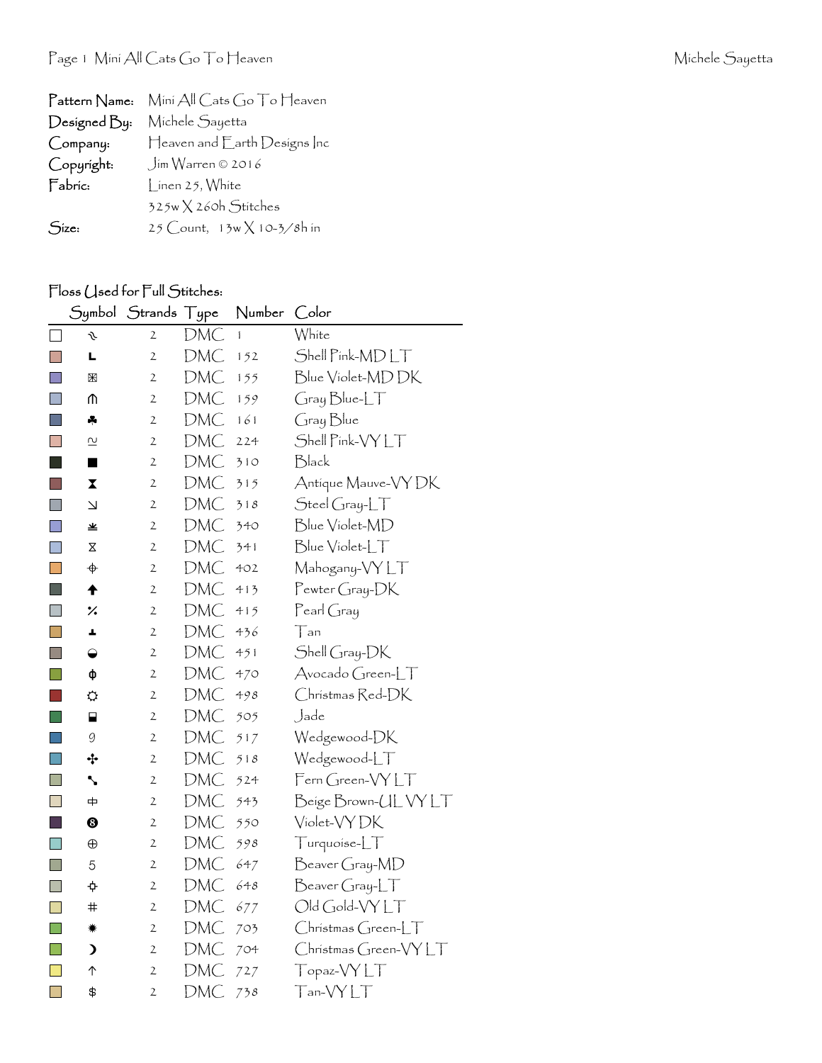| | |
|---|---|
| **Pattern Name:** | Mini All Cats Go To Heaven |
| **Designed By:** | Michele Sayetta |
| **Company:** | Heaven and Earth Designs Inc |
| **Copyright:** | Jim Warren © 2016 |
| **Fabric:** | Linen 25, White |
| | 325w X 260h Stitches |
| **Size:** | 25 Count, 13w X 10-3/8h in |

## Floss Used for Full Stitches:

| Symbol | Strands | Type | Number | Color |
|---|---|---|---|---|
| ↫ | 2 | DMC | 1 | White |
| L | 2 | DMC | 152 | Shell Pink-MD LT |
| ⊠ | 2 | DMC | 155 | Blue Violet-MD DK |
| ⋒ | 2 | DMC | 159 | Gray Blue-LT |
| ♣ | 2 | DMC | 161 | Gray Blue |
| ≈ | 2 | DMC | 224 | Shell Pink-VY LT |
| ■ | 2 | DMC | 310 | Black |
| ⧗ | 2 | DMC | 315 | Antique Mauve-VY DK |
| ↘ | 2 | DMC | 318 | Steel Gray-LT |
| ≚ | 2 | DMC | 340 | Blue Violet-MD |
| ⧖ | 2 | DMC | 341 | Blue Violet-LT |
| ⌖ | 2 | DMC | 402 | Mahogany-VY LT |
| ↑ | 2 | DMC | 413 | Pewter Gray-DK |
| ⁒ | 2 | DMC | 415 | Pearl Gray |
| ⊥ | 2 | DMC | 436 | Tan |
| ◒ | 2 | DMC | 451 | Shell Gray-DK |
| ɸ | 2 | DMC | 470 | Avocado Green-LT |
| ☼ | 2 | DMC | 498 | Christmas Red-DK |
| ⬓ | 2 | DMC | 505 | Jade |
| 9 | 2 | DMC | 517 | Wedgewood-DK |
| ✣ | 2 | DMC | 518 | Wedgewood-LT |
| ⬊ | 2 | DMC | 524 | Fern Green-VY LT |
| 中 | 2 | DMC | 543 | Beige Brown-UL VY LT |
| ❽ | 2 | DMC | 550 | Violet-VY DK |
| ⊕ | 2 | DMC | 598 | Turquoise-LT |
| 5 | 2 | DMC | 647 | Beaver Gray-MD |
| ⯐ | 2 | DMC | 648 | Beaver Gray-LT |
| # | 2 | DMC | 677 | Old Gold-VY LT |
| ✹ | 2 | DMC | 703 | Christmas Green-LT |
| ☽ | 2 | DMC | 704 | Christmas Green-VY LT |
| ↑ | 2 | DMC | 727 | Topaz-VY LT |
| $ | 2 | DMC | 738 | Tan-VY LT |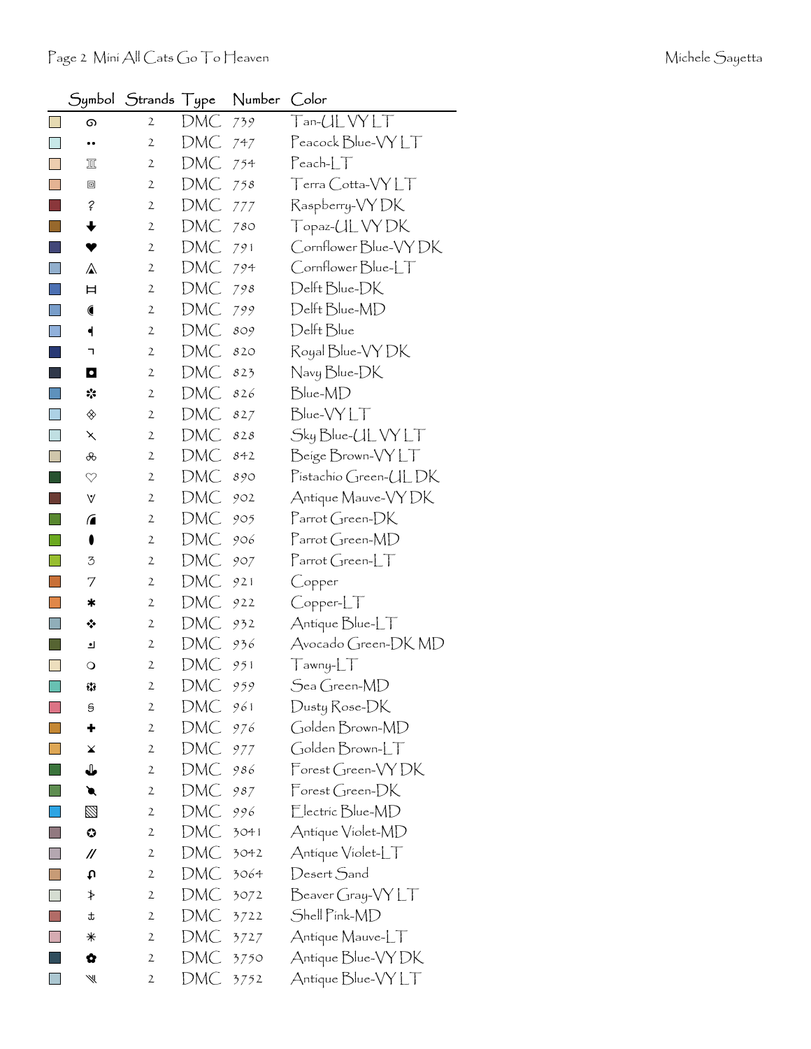| Symbol | Strands | Type | Number | Color |
|---|---|---|---|---|
| ɑ | 2 | DMC | 739 | Tan-UL VY LT |
| •• | 2 | DMC | 747 | Peacock Blue-VY LT |
| ♖ | 2 | DMC | 754 | Peach-LT |
| ▣ | 2 | DMC | 758 | Terra Cotta-VY LT |
| ? | 2 | DMC | 777 | Raspberry-VY DK |
| ⬇ | 2 | DMC | 780 | Topaz-UL VY DK |
| ♥ | 2 | DMC | 791 | Cornflower Blue-VY DK |
| ⚠ | 2 | DMC | 794 | Cornflower Blue-LT |
| ⌶ | 2 | DMC | 798 | Delft Blue-DK |
| ◖ | 2 | DMC | 799 | Delft Blue-MD |
| ◂ | 2 | DMC | 809 | Delft Blue |
| ¬ | 2 | DMC | 820 | Royal Blue-VY DK |
| ◘ | 2 | DMC | 823 | Navy Blue-DK |
| ✲ | 2 | DMC | 826 | Blue-MD |
| ◈ | 2 | DMC | 827 | Blue-VY LT |
| ⤫ | 2 | DMC | 828 | Sky Blue-UL VY LT |
| ஃ | 2 | DMC | 842 | Beige Brown-VY LT |
| ♡ | 2 | DMC | 890 | Pistachio Green-UL DK |
| ∀ | 2 | DMC | 902 | Antique Mauve-VY DK |
| ◢ | 2 | DMC | 905 | Parrot Green-DK |
| ⬮ | 2 | DMC | 906 | Parrot Green-MD |
| ʒ | 2 | DMC | 907 | Parrot Green-LT |
| 7 | 2 | DMC | 921 | Copper |
| ✱ | 2 | DMC | 922 | Copper-LT |
| ❖ | 2 | DMC | 932 | Antique Blue-LT |
| ◞ | 2 | DMC | 936 | Avocado Green-DK MD |
| ❍ | 2 | DMC | 951 | Tawny-LT |
| ❄ | 2 | DMC | 959 | Sea Green-MD |
| § | 2 | DMC | 961 | Dusty Rose-DK |
| ✚ | 2 | DMC | 976 | Golden Brown-MD |
| ⨯ | 2 | DMC | 977 | Golden Brown-LT |
| ⚓ | 2 | DMC | 986 | Forest Green-VY DK |
| ◥ | 2 | DMC | 987 | Forest Green-DK |
| ▧ | 2 | DMC | 996 | Electric Blue-MD |
| ✪ | 2 | DMC | 3041 | Antique Violet-MD |
| // | 2 | DMC | 3042 | Antique Violet-LT |
| ɷ | 2 | DMC | 3064 | Desert Sand |
| ⊁ | 2 | DMC | 3072 | Beaver Gray-VY LT |
| ⚓ | 2 | DMC | 3722 | Shell Pink-MD |
| ✳ | 2 | DMC | 3727 | Antique Mauve-LT |
| ✿ | 2 | DMC | 3750 | Antique Blue-VY DK |
| ⫽ | 2 | DMC | 3752 | Antique Blue-VY LT |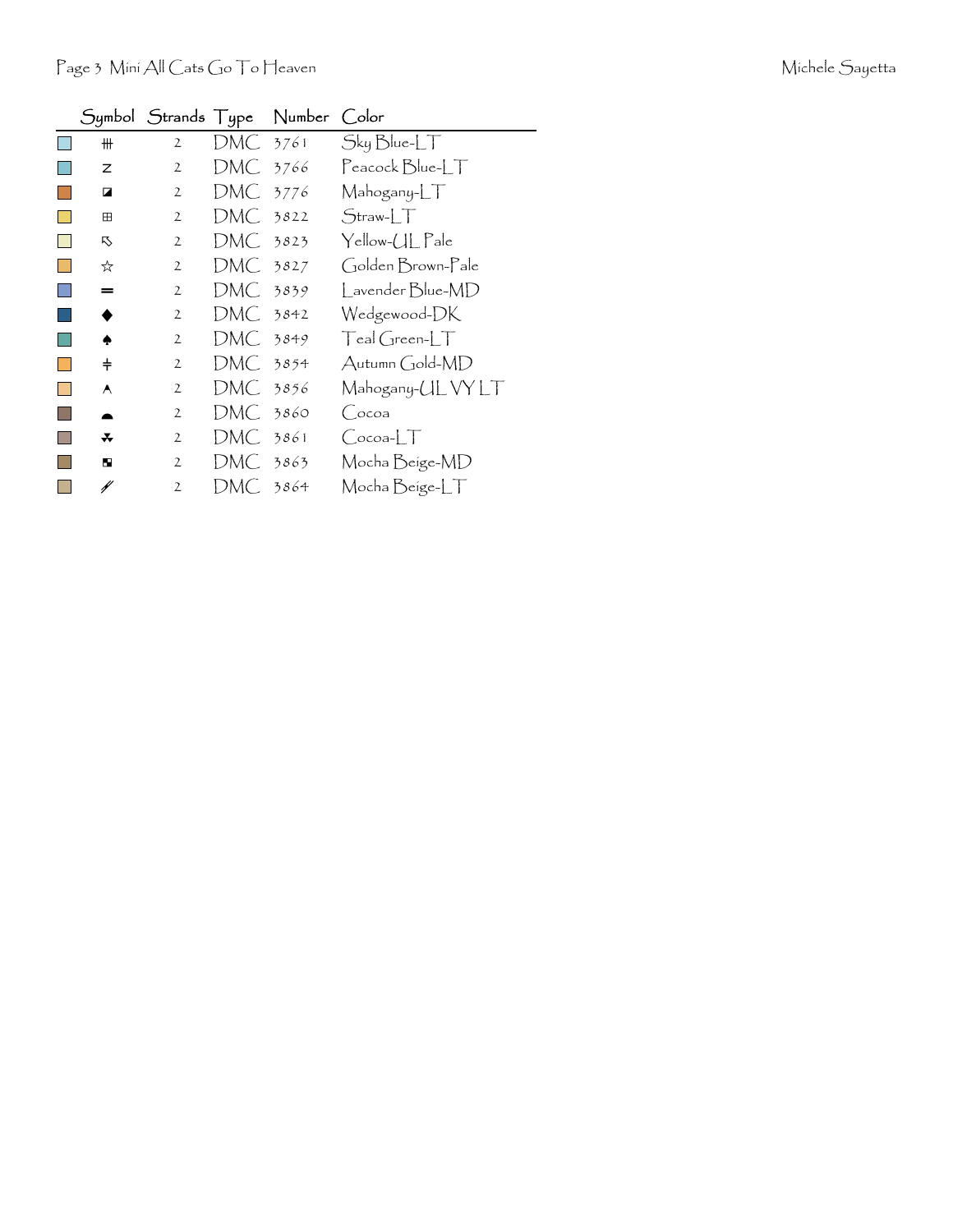| Symbol | Strands | Type | Number | Color |
| --- | --- | --- | --- | --- |
| ⧺ | 2 | DMC | 3761 | Sky Blue-LT |
| z | 2 | DMC | 3766 | Peacock Blue-LT |
| ◪ | 2 | DMC | 3776 | Mahogany-LT |
| ⊞ | 2 | DMC | 3822 | Straw-LT |
| ⇖ | 2 | DMC | 3823 | Yellow-UL Pale |
| ☆ | 2 | DMC | 3827 | Golden Brown-Pale |
| ═ | 2 | DMC | 3839 | Lavender Blue-MD |
| ◆ | 2 | DMC | 3842 | Wedgewood-DK |
| ♠ | 2 | DMC | 3849 | Teal Green-LT |
| ∔ | 2 | DMC | 3854 | Autumn Gold-MD |
| ⋏ | 2 | DMC | 3856 | Mahogany-UL VY LT |
| ◓ | 2 | DMC | 3860 | Cocoa |
| ⁂ | 2 | DMC | 3861 | Cocoa-LT |
| ◘ | 2 | DMC | 3863 | Mocha Beige-MD |
| ⫽ | 2 | DMC | 3864 | Mocha Beige-LT |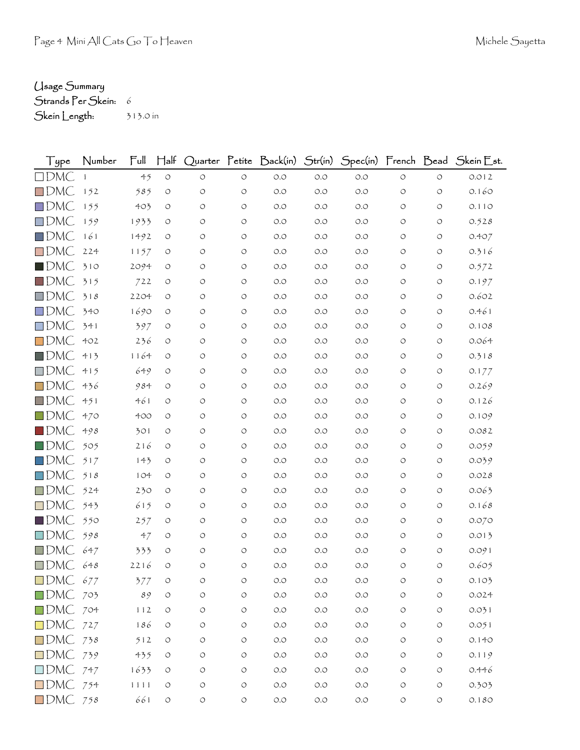Usage Summary

Strands Per Skein: 6

Skein Length: 313.0 in

| Type | Number | Full | Half | Quarter | Petite | Back(in) | Str(in) | Spec(in) | French | Bead | Skein Est. |
|---|---|---|---|---|---|---|---|---|---|---|---|
| DMC | 1 | 45 | 0 | 0 | 0 | 0.0 | 0.0 | 0.0 | 0 | 0 | 0.012 |
| DMC | 152 | 585 | 0 | 0 | 0 | 0.0 | 0.0 | 0.0 | 0 | 0 | 0.160 |
| DMC | 155 | 403 | 0 | 0 | 0 | 0.0 | 0.0 | 0.0 | 0 | 0 | 0.110 |
| DMC | 159 | 1933 | 0 | 0 | 0 | 0.0 | 0.0 | 0.0 | 0 | 0 | 0.528 |
| DMC | 161 | 1492 | 0 | 0 | 0 | 0.0 | 0.0 | 0.0 | 0 | 0 | 0.407 |
| DMC | 224 | 1157 | 0 | 0 | 0 | 0.0 | 0.0 | 0.0 | 0 | 0 | 0.316 |
| DMC | 310 | 2094 | 0 | 0 | 0 | 0.0 | 0.0 | 0.0 | 0 | 0 | 0.572 |
| DMC | 315 | 722 | 0 | 0 | 0 | 0.0 | 0.0 | 0.0 | 0 | 0 | 0.197 |
| DMC | 318 | 2204 | 0 | 0 | 0 | 0.0 | 0.0 | 0.0 | 0 | 0 | 0.602 |
| DMC | 340 | 1690 | 0 | 0 | 0 | 0.0 | 0.0 | 0.0 | 0 | 0 | 0.461 |
| DMC | 341 | 397 | 0 | 0 | 0 | 0.0 | 0.0 | 0.0 | 0 | 0 | 0.108 |
| DMC | 402 | 236 | 0 | 0 | 0 | 0.0 | 0.0 | 0.0 | 0 | 0 | 0.064 |
| DMC | 413 | 1164 | 0 | 0 | 0 | 0.0 | 0.0 | 0.0 | 0 | 0 | 0.318 |
| DMC | 415 | 649 | 0 | 0 | 0 | 0.0 | 0.0 | 0.0 | 0 | 0 | 0.177 |
| DMC | 436 | 984 | 0 | 0 | 0 | 0.0 | 0.0 | 0.0 | 0 | 0 | 0.269 |
| DMC | 451 | 461 | 0 | 0 | 0 | 0.0 | 0.0 | 0.0 | 0 | 0 | 0.126 |
| DMC | 470 | 400 | 0 | 0 | 0 | 0.0 | 0.0 | 0.0 | 0 | 0 | 0.109 |
| DMC | 498 | 301 | 0 | 0 | 0 | 0.0 | 0.0 | 0.0 | 0 | 0 | 0.082 |
| DMC | 505 | 216 | 0 | 0 | 0 | 0.0 | 0.0 | 0.0 | 0 | 0 | 0.059 |
| DMC | 517 | 143 | 0 | 0 | 0 | 0.0 | 0.0 | 0.0 | 0 | 0 | 0.039 |
| DMC | 518 | 104 | 0 | 0 | 0 | 0.0 | 0.0 | 0.0 | 0 | 0 | 0.028 |
| DMC | 524 | 230 | 0 | 0 | 0 | 0.0 | 0.0 | 0.0 | 0 | 0 | 0.063 |
| DMC | 543 | 615 | 0 | 0 | 0 | 0.0 | 0.0 | 0.0 | 0 | 0 | 0.168 |
| DMC | 550 | 257 | 0 | 0 | 0 | 0.0 | 0.0 | 0.0 | 0 | 0 | 0.070 |
| DMC | 598 | 47 | 0 | 0 | 0 | 0.0 | 0.0 | 0.0 | 0 | 0 | 0.013 |
| DMC | 647 | 333 | 0 | 0 | 0 | 0.0 | 0.0 | 0.0 | 0 | 0 | 0.091 |
| DMC | 648 | 2216 | 0 | 0 | 0 | 0.0 | 0.0 | 0.0 | 0 | 0 | 0.605 |
| DMC | 677 | 377 | 0 | 0 | 0 | 0.0 | 0.0 | 0.0 | 0 | 0 | 0.103 |
| DMC | 703 | 89 | 0 | 0 | 0 | 0.0 | 0.0 | 0.0 | 0 | 0 | 0.024 |
| DMC | 704 | 112 | 0 | 0 | 0 | 0.0 | 0.0 | 0.0 | 0 | 0 | 0.031 |
| DMC | 727 | 186 | 0 | 0 | 0 | 0.0 | 0.0 | 0.0 | 0 | 0 | 0.051 |
| DMC | 738 | 512 | 0 | 0 | 0 | 0.0 | 0.0 | 0.0 | 0 | 0 | 0.140 |
| DMC | 739 | 435 | 0 | 0 | 0 | 0.0 | 0.0 | 0.0 | 0 | 0 | 0.119 |
| DMC | 747 | 1633 | 0 | 0 | 0 | 0.0 | 0.0 | 0.0 | 0 | 0 | 0.446 |
| DMC | 754 | 1111 | 0 | 0 | 0 | 0.0 | 0.0 | 0.0 | 0 | 0 | 0.303 |
| DMC | 758 | 661 | 0 | 0 | 0 | 0.0 | 0.0 | 0.0 | 0 | 0 | 0.180 |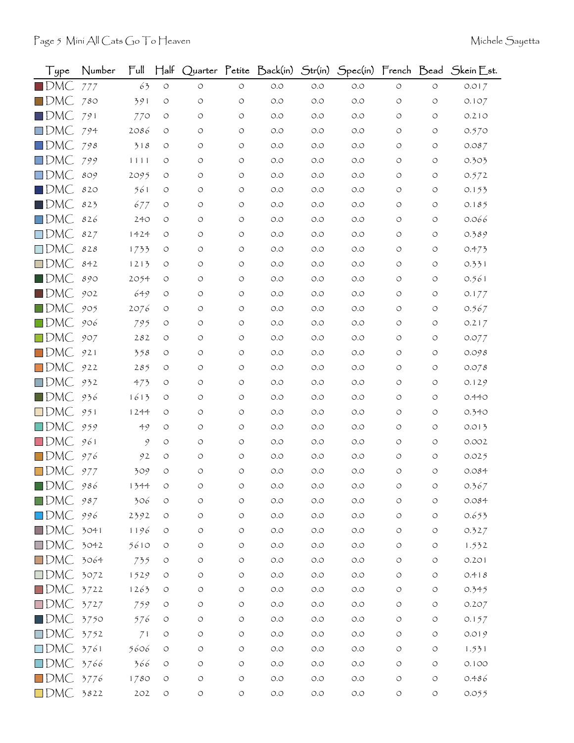| Type | Number | Full | Half | Quarter | Petite | Back(in) | Str(in) | Spec(in) | French | Bead | Skein Est. |
|---|---|---|---|---|---|---|---|---|---|---|---|
| DMC | 777 | 63 | 0 | 0 | 0 | 0.0 | 0.0 | 0.0 | 0 | 0 | 0.017 |
| DMC | 780 | 391 | 0 | 0 | 0 | 0.0 | 0.0 | 0.0 | 0 | 0 | 0.107 |
| DMC | 791 | 770 | 0 | 0 | 0 | 0.0 | 0.0 | 0.0 | 0 | 0 | 0.210 |
| DMC | 794 | 2086 | 0 | 0 | 0 | 0.0 | 0.0 | 0.0 | 0 | 0 | 0.570 |
| DMC | 798 | 318 | 0 | 0 | 0 | 0.0 | 0.0 | 0.0 | 0 | 0 | 0.087 |
| DMC | 799 | 1111 | 0 | 0 | 0 | 0.0 | 0.0 | 0.0 | 0 | 0 | 0.303 |
| DMC | 809 | 2095 | 0 | 0 | 0 | 0.0 | 0.0 | 0.0 | 0 | 0 | 0.572 |
| DMC | 820 | 561 | 0 | 0 | 0 | 0.0 | 0.0 | 0.0 | 0 | 0 | 0.153 |
| DMC | 823 | 677 | 0 | 0 | 0 | 0.0 | 0.0 | 0.0 | 0 | 0 | 0.185 |
| DMC | 826 | 240 | 0 | 0 | 0 | 0.0 | 0.0 | 0.0 | 0 | 0 | 0.066 |
| DMC | 827 | 1424 | 0 | 0 | 0 | 0.0 | 0.0 | 0.0 | 0 | 0 | 0.389 |
| DMC | 828 | 1733 | 0 | 0 | 0 | 0.0 | 0.0 | 0.0 | 0 | 0 | 0.473 |
| DMC | 842 | 1213 | 0 | 0 | 0 | 0.0 | 0.0 | 0.0 | 0 | 0 | 0.331 |
| DMC | 890 | 2054 | 0 | 0 | 0 | 0.0 | 0.0 | 0.0 | 0 | 0 | 0.561 |
| DMC | 902 | 649 | 0 | 0 | 0 | 0.0 | 0.0 | 0.0 | 0 | 0 | 0.177 |
| DMC | 905 | 2076 | 0 | 0 | 0 | 0.0 | 0.0 | 0.0 | 0 | 0 | 0.567 |
| DMC | 906 | 795 | 0 | 0 | 0 | 0.0 | 0.0 | 0.0 | 0 | 0 | 0.217 |
| DMC | 907 | 282 | 0 | 0 | 0 | 0.0 | 0.0 | 0.0 | 0 | 0 | 0.077 |
| DMC | 921 | 358 | 0 | 0 | 0 | 0.0 | 0.0 | 0.0 | 0 | 0 | 0.098 |
| DMC | 922 | 285 | 0 | 0 | 0 | 0.0 | 0.0 | 0.0 | 0 | 0 | 0.078 |
| DMC | 932 | 473 | 0 | 0 | 0 | 0.0 | 0.0 | 0.0 | 0 | 0 | 0.129 |
| DMC | 936 | 1613 | 0 | 0 | 0 | 0.0 | 0.0 | 0.0 | 0 | 0 | 0.440 |
| DMC | 951 | 1244 | 0 | 0 | 0 | 0.0 | 0.0 | 0.0 | 0 | 0 | 0.340 |
| DMC | 959 | 49 | 0 | 0 | 0 | 0.0 | 0.0 | 0.0 | 0 | 0 | 0.013 |
| DMC | 961 | 9 | 0 | 0 | 0 | 0.0 | 0.0 | 0.0 | 0 | 0 | 0.002 |
| DMC | 976 | 92 | 0 | 0 | 0 | 0.0 | 0.0 | 0.0 | 0 | 0 | 0.025 |
| DMC | 977 | 309 | 0 | 0 | 0 | 0.0 | 0.0 | 0.0 | 0 | 0 | 0.084 |
| DMC | 986 | 1344 | 0 | 0 | 0 | 0.0 | 0.0 | 0.0 | 0 | 0 | 0.367 |
| DMC | 987 | 306 | 0 | 0 | 0 | 0.0 | 0.0 | 0.0 | 0 | 0 | 0.084 |
| DMC | 996 | 2392 | 0 | 0 | 0 | 0.0 | 0.0 | 0.0 | 0 | 0 | 0.653 |
| DMC | 3041 | 1196 | 0 | 0 | 0 | 0.0 | 0.0 | 0.0 | 0 | 0 | 0.327 |
| DMC | 3042 | 5610 | 0 | 0 | 0 | 0.0 | 0.0 | 0.0 | 0 | 0 | 1.532 |
| DMC | 3064 | 735 | 0 | 0 | 0 | 0.0 | 0.0 | 0.0 | 0 | 0 | 0.201 |
| DMC | 3072 | 1529 | 0 | 0 | 0 | 0.0 | 0.0 | 0.0 | 0 | 0 | 0.418 |
| DMC | 3722 | 1263 | 0 | 0 | 0 | 0.0 | 0.0 | 0.0 | 0 | 0 | 0.345 |
| DMC | 3727 | 759 | 0 | 0 | 0 | 0.0 | 0.0 | 0.0 | 0 | 0 | 0.207 |
| DMC | 3750 | 576 | 0 | 0 | 0 | 0.0 | 0.0 | 0.0 | 0 | 0 | 0.157 |
| DMC | 3752 | 71 | 0 | 0 | 0 | 0.0 | 0.0 | 0.0 | 0 | 0 | 0.019 |
| DMC | 3761 | 5606 | 0 | 0 | 0 | 0.0 | 0.0 | 0.0 | 0 | 0 | 1.531 |
| DMC | 3766 | 366 | 0 | 0 | 0 | 0.0 | 0.0 | 0.0 | 0 | 0 | 0.100 |
| DMC | 3776 | 1780 | 0 | 0 | 0 | 0.0 | 0.0 | 0.0 | 0 | 0 | 0.486 |
| DMC | 3822 | 202 | 0 | 0 | 0 | 0.0 | 0.0 | 0.0 | 0 | 0 | 0.055 |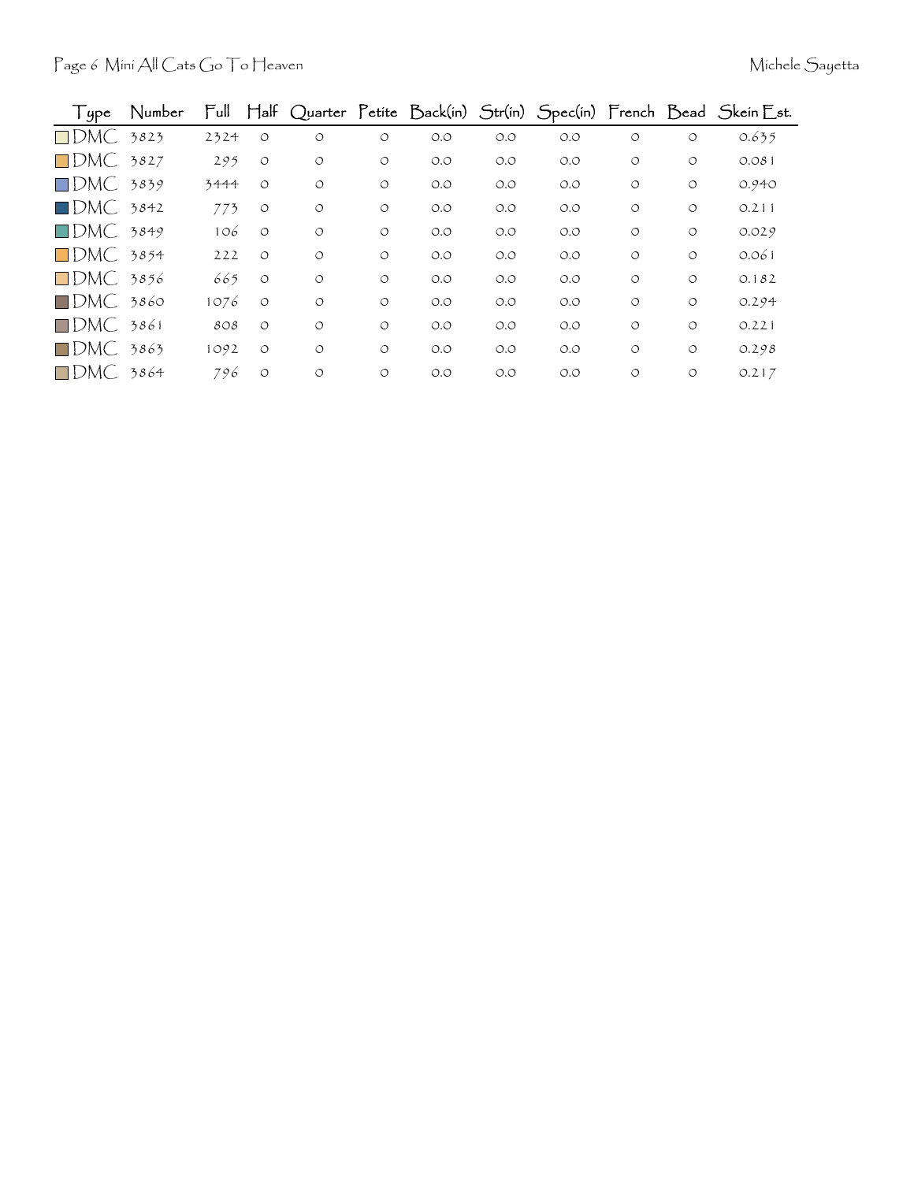| Type | Number | Full | Half | Quarter | Petite | Back(in) | Str(in) | Spec(in) | French | Bead | Skein Est. |
|---|---|---|---|---|---|---|---|---|---|---|---|
| DMC | 3823 | 2324 | 0 | 0 | 0 | 0.0 | 0.0 | 0.0 | 0 | 0 | 0.635 |
| DMC | 3827 | 295 | 0 | 0 | 0 | 0.0 | 0.0 | 0.0 | 0 | 0 | 0.081 |
| DMC | 3839 | 3444 | 0 | 0 | 0 | 0.0 | 0.0 | 0.0 | 0 | 0 | 0.940 |
| DMC | 3842 | 773 | 0 | 0 | 0 | 0.0 | 0.0 | 0.0 | 0 | 0 | 0.211 |
| DMC | 3849 | 106 | 0 | 0 | 0 | 0.0 | 0.0 | 0.0 | 0 | 0 | 0.029 |
| DMC | 3854 | 222 | 0 | 0 | 0 | 0.0 | 0.0 | 0.0 | 0 | 0 | 0.061 |
| DMC | 3856 | 665 | 0 | 0 | 0 | 0.0 | 0.0 | 0.0 | 0 | 0 | 0.182 |
| DMC | 3860 | 1076 | 0 | 0 | 0 | 0.0 | 0.0 | 0.0 | 0 | 0 | 0.294 |
| DMC | 3861 | 808 | 0 | 0 | 0 | 0.0 | 0.0 | 0.0 | 0 | 0 | 0.221 |
| DMC | 3863 | 1092 | 0 | 0 | 0 | 0.0 | 0.0 | 0.0 | 0 | 0 | 0.298 |
| DMC | 3864 | 796 | 0 | 0 | 0 | 0.0 | 0.0 | 0.0 | 0 | 0 | 0.217 |